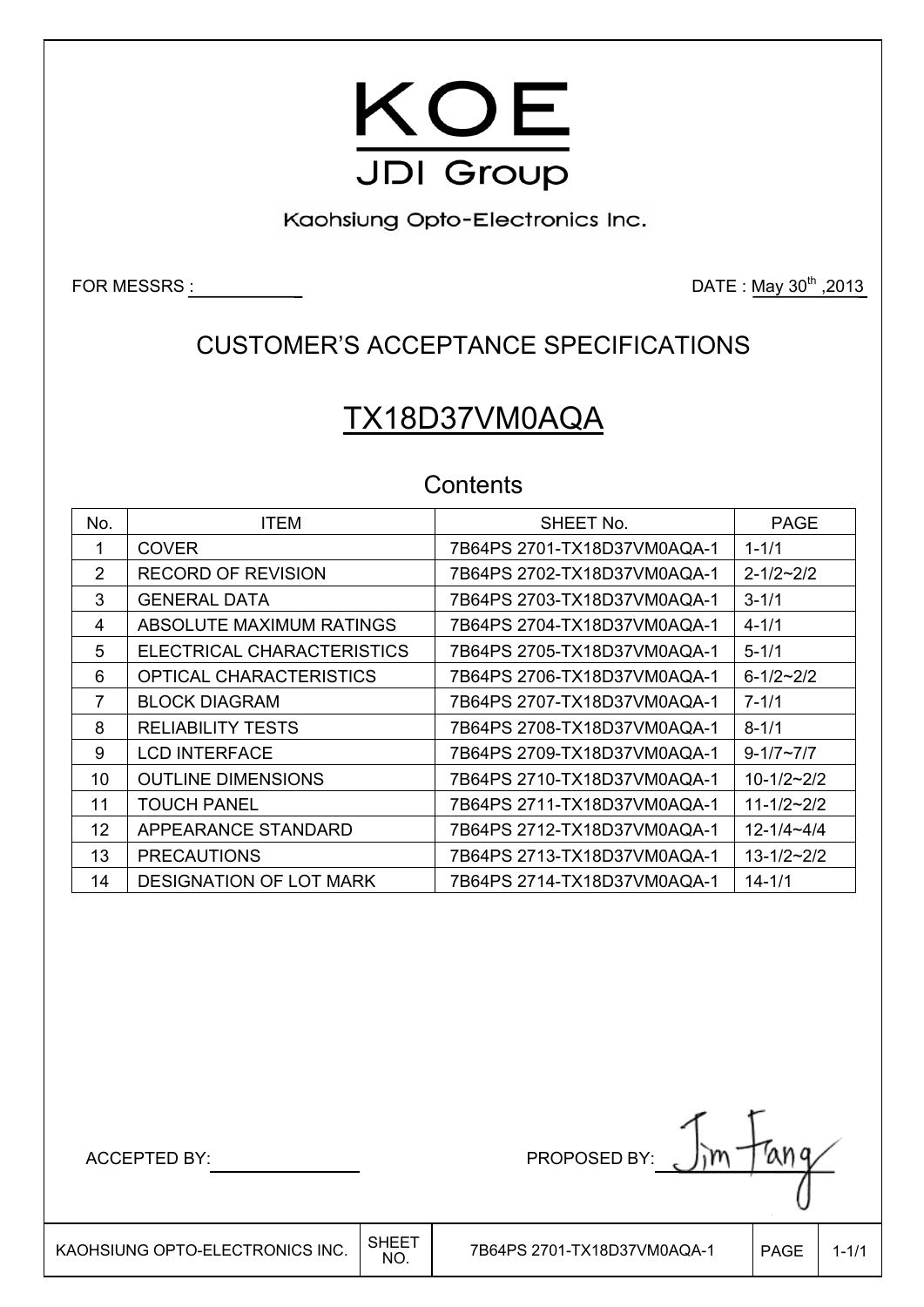# KOE

## JDI Group

Kaohsiung Opto-Electronics Inc.

FOR MESSRS :

DATE : May 30th ,2013

## CUSTOMER'S ACCEPTANCE SPECIFICATIONS

# TX18D37VM0AQA

### Contents

| No. | ITEM | SHEET No. | PAGE |
|---|---|---|---|
| 1 | COVER | 7B64PS 2701-TX18D37VM0AQA-1 | 1-1/1 |
| 2 | RECORD OF REVISION | 7B64PS 2702-TX18D37VM0AQA-1 | 2-1/2~2/2 |
| 3 | GENERAL DATA | 7B64PS 2703-TX18D37VM0AQA-1 | 3-1/1 |
| 4 | ABSOLUTE MAXIMUM RATINGS | 7B64PS 2704-TX18D37VM0AQA-1 | 4-1/1 |
| 5 | ELECTRICAL CHARACTERISTICS | 7B64PS 2705-TX18D37VM0AQA-1 | 5-1/1 |
| 6 | OPTICAL CHARACTERISTICS | 7B64PS 2706-TX18D37VM0AQA-1 | 6-1/2~2/2 |
| 7 | BLOCK DIAGRAM | 7B64PS 2707-TX18D37VM0AQA-1 | 7-1/1 |
| 8 | RELIABILITY TESTS | 7B64PS 2708-TX18D37VM0AQA-1 | 8-1/1 |
| 9 | LCD INTERFACE | 7B64PS 2709-TX18D37VM0AQA-1 | 9-1/7~7/7 |
| 10 | OUTLINE DIMENSIONS | 7B64PS 2710-TX18D37VM0AQA-1 | 10-1/2~2/2 |
| 11 | TOUCH PANEL | 7B64PS 2711-TX18D37VM0AQA-1 | 11-1/2~2/2 |
| 12 | APPEARANCE STANDARD | 7B64PS 2712-TX18D37VM0AQA-1 | 12-1/4~4/4 |
| 13 | PRECAUTIONS | 7B64PS 2713-TX18D37VM0AQA-1 | 13-1/2~2/2 |
| 14 | DESIGNATION OF LOT MARK | 7B64PS 2714-TX18D37VM0AQA-1 | 14-1/1 |

ACCEPTED BY:

PROPOSED BY: Jim Fang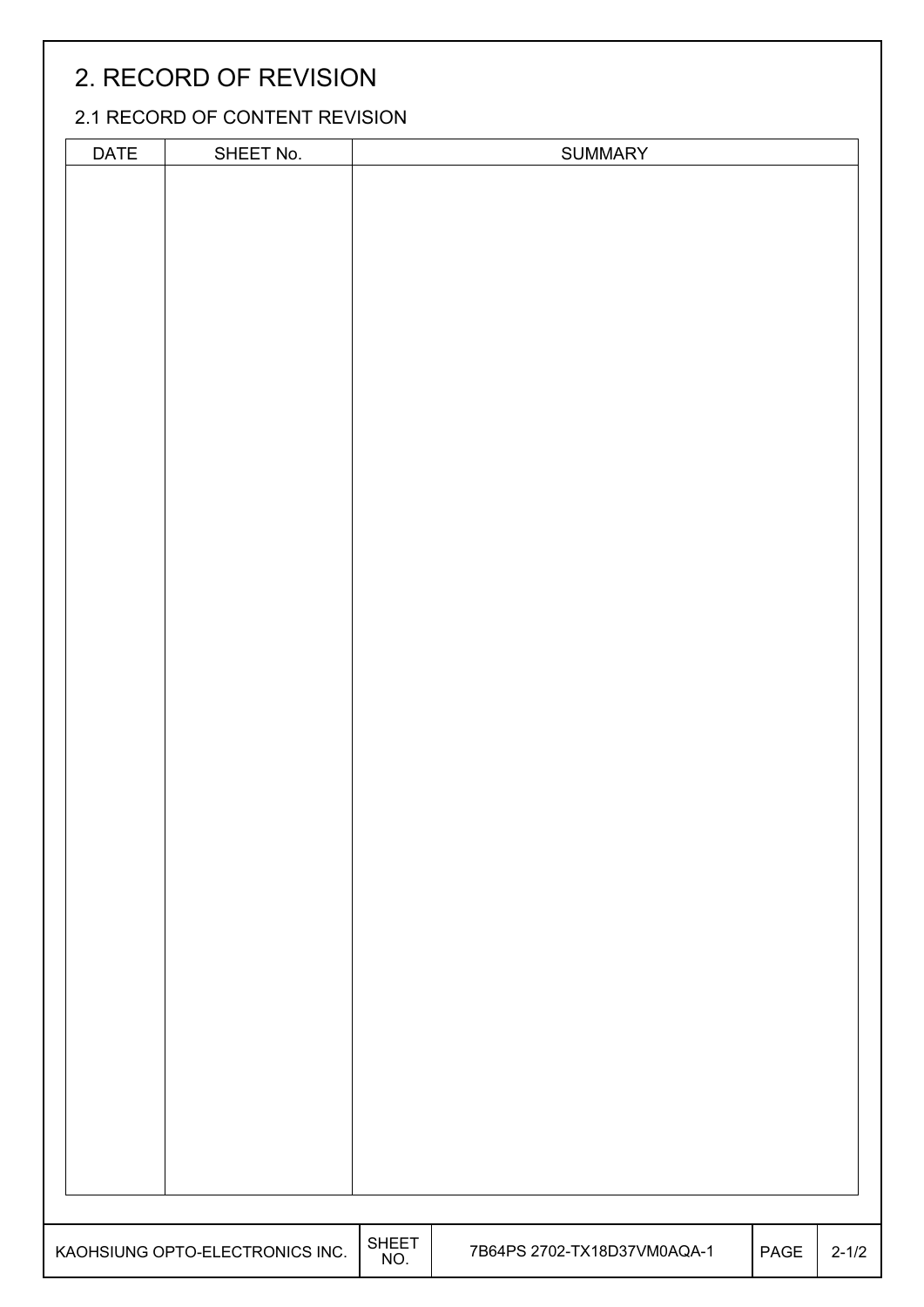# 2. RECORD OF REVISION

## 2.1 RECORD OF CONTENT REVISION

| DATE | SHEET No. | SUMMARY |
|---|---|---|
| | | |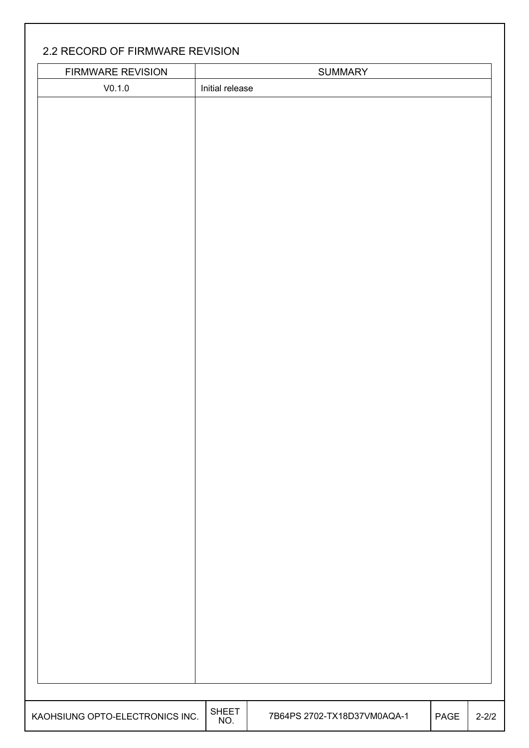## 2.2 RECORD OF FIRMWARE REVISION

| FIRMWARE REVISION | SUMMARY |
|---|---|
| V0.1.0 | Initial release |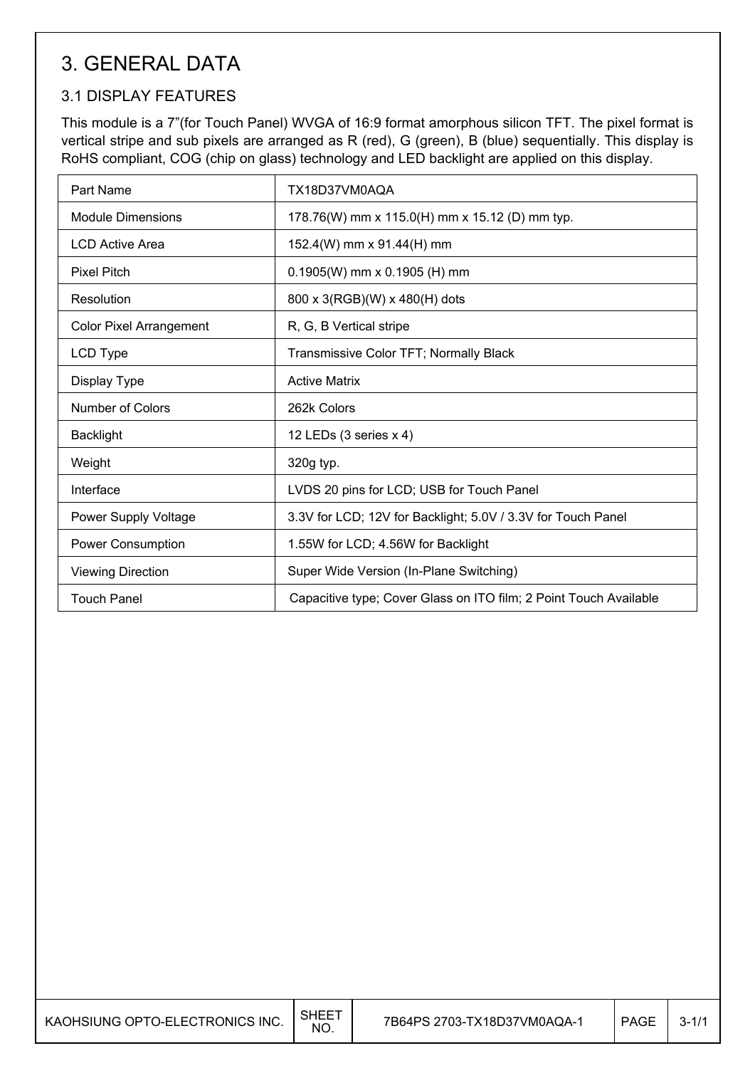# 3. GENERAL DATA

## 3.1 DISPLAY FEATURES

This module is a 7"(for Touch Panel) WVGA of 16:9 format amorphous silicon TFT. The pixel format is vertical stripe and sub pixels are arranged as R (red), G (green), B (blue) sequentially. This display is RoHS compliant, COG (chip on glass) technology and LED backlight are applied on this display.

| Part Name | TX18D37VM0AQA |
|---|---|
| Module Dimensions | 178.76(W) mm x 115.0(H) mm x 15.12 (D) mm typ. |
| LCD Active Area | 152.4(W) mm x 91.44(H) mm |
| Pixel Pitch | 0.1905(W) mm x 0.1905 (H) mm |
| Resolution | 800 x 3(RGB)(W) x 480(H) dots |
| Color Pixel Arrangement | R, G, B Vertical stripe |
| LCD Type | Transmissive Color TFT; Normally Black |
| Display Type | Active Matrix |
| Number of Colors | 262k Colors |
| Backlight | 12 LEDs (3 series x 4) |
| Weight | 320g typ. |
| Interface | LVDS 20 pins for LCD; USB for Touch Panel |
| Power Supply Voltage | 3.3V for LCD; 12V for Backlight; 5.0V / 3.3V for Touch Panel |
| Power Consumption | 1.55W for LCD; 4.56W for Backlight |
| Viewing Direction | Super Wide Version (In-Plane Switching) |
| Touch Panel | Capacitive type; Cover Glass on ITO film; 2 Point Touch Available |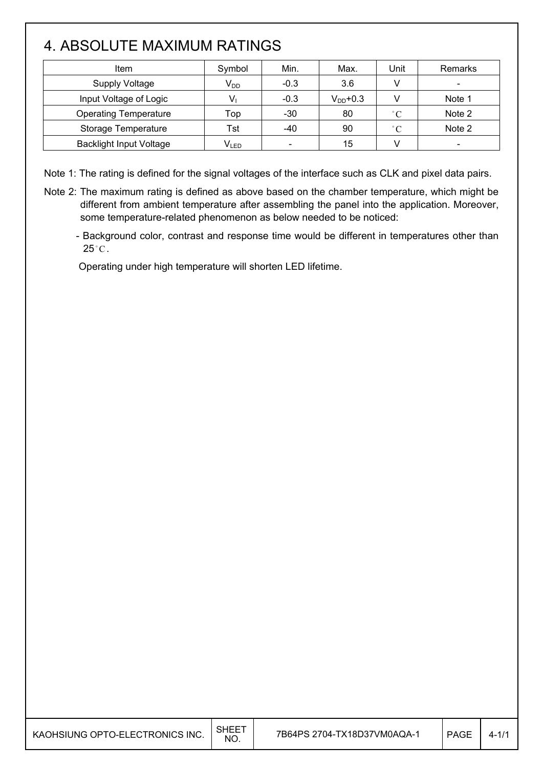# 4. ABSOLUTE MAXIMUM RATINGS

| Item | Symbol | Min. | Max. | Unit | Remarks |
|---|---|---|---|---|---|
| Supply Voltage | $V_{DD}$ | -0.3 | 3.6 | V | - |
| Input Voltage of Logic | $V_I$ | -0.3 | $V_{DD}$+0.3 | V | Note 1 |
| Operating Temperature | Top | -30 | 80 | °C | Note 2 |
| Storage Temperature | Tst | -40 | 90 | °C | Note 2 |
| Backlight Input Voltage | $V_{LED}$ | - | 15 | V | - |

Note 1: The rating is defined for the signal voltages of the interface such as CLK and pixel data pairs.

Note 2: The maximum rating is defined as above based on the chamber temperature, which might be different from ambient temperature after assembling the panel into the application. Moreover, some temperature-related phenomenon as below needed to be noticed:

- Background color, contrast and response time would be different in temperatures other than 25°C.

Operating under high temperature will shorten LED lifetime.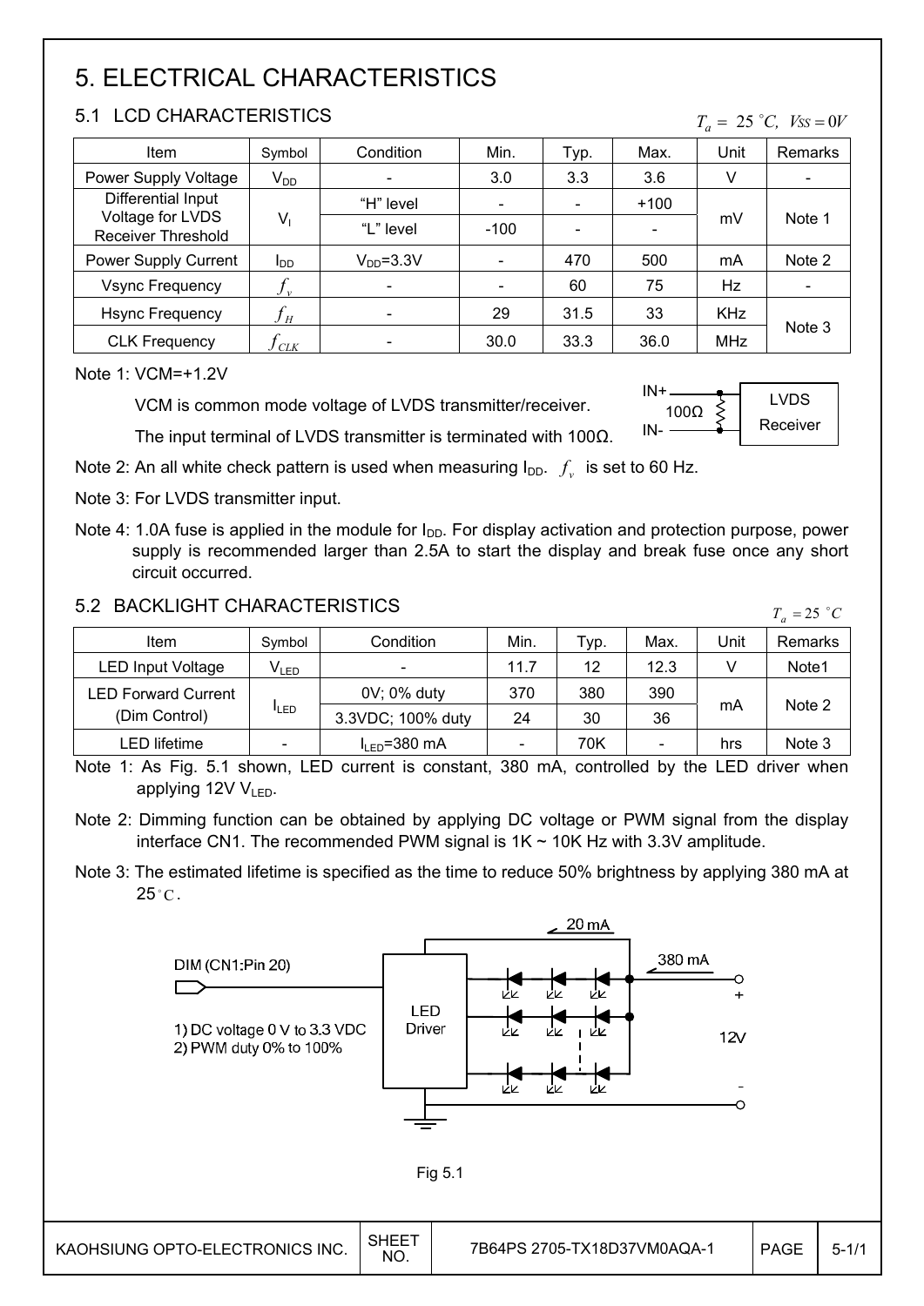# 5. ELECTRICAL CHARACTERISTICS

## 5.1 LCD CHARACTERISTICS

$T_a = 25\ ^\circ C,\ V_{SS} = 0V$

| Item | Symbol | Condition | Min. | Typ. | Max. | Unit | Remarks |
|---|---|---|---|---|---|---|---|
| Power Supply Voltage | $V_{DD}$ | - | 3.0 | 3.3 | 3.6 | V | - |
| Differential Input Voltage for LVDS Receiver Threshold | $V_I$ | "H" level | - | - | +100 | mV | Note 1 |
| | | "L" level | -100 | - | - | | |
| Power Supply Current | $I_{DD}$ | $V_{DD}$=3.3V | - | 470 | 500 | mA | Note 2 |
| Vsync Frequency | $f_v$ | - | - | 60 | 75 | Hz | - |
| Hsync Frequency | $f_H$ | - | 29 | 31.5 | 33 | KHz | Note 3 |
| CLK Frequency | $f_{CLK}$ | - | 30.0 | 33.3 | 36.0 | MHz | |

Note 1: VCM=+1.2V

VCM is common mode voltage of LVDS transmitter/receiver.

The input terminal of LVDS transmitter is terminated with 100Ω.

IN+ / IN- — 100Ω — LVDS Receiver

Note 2: An all white check pattern is used when measuring $I_{DD}$. $f_v$ is set to 60 Hz.

Note 3: For LVDS transmitter input.

Note 4: 1.0A fuse is applied in the module for $I_{DD}$. For display activation and protection purpose, power supply is recommended larger than 2.5A to start the display and break fuse once any short circuit occurred.

## 5.2 BACKLIGHT CHARACTERISTICS

$T_a = 25\ ^\circ C$

| Item | Symbol | Condition | Min. | Typ. | Max. | Unit | Remarks |
|---|---|---|---|---|---|---|---|
| LED Input Voltage | $V_{LED}$ | - | 11.7 | 12 | 12.3 | V | Note1 |
| LED Forward Current (Dim Control) | $I_{LED}$ | 0V; 0% duty | 370 | 380 | 390 | mA | Note 2 |
| | | 3.3VDC; 100% duty | 24 | 30 | 36 | | |
| LED lifetime | - | $I_{LED}$=380 mA | - | 70K | - | hrs | Note 3 |

Note 1: As Fig. 5.1 shown, LED current is constant, 380 mA, controlled by the LED driver when applying 12V $V_{LED}$.

Note 2: Dimming function can be obtained by applying DC voltage or PWM signal from the display interface CN1. The recommended PWM signal is 1K ~ 10K Hz with 3.3V amplitude.

Note 3: The estimated lifetime is specified as the time to reduce 50% brightness by applying 380 mA at 25°C.

DIM (CN1:Pin 20)

1) DC voltage 0 V to 3.3 VDC
2) PWM duty 0% to 100%

LED Driver — 20 mA — 380 mA — + 12V -

Fig 5.1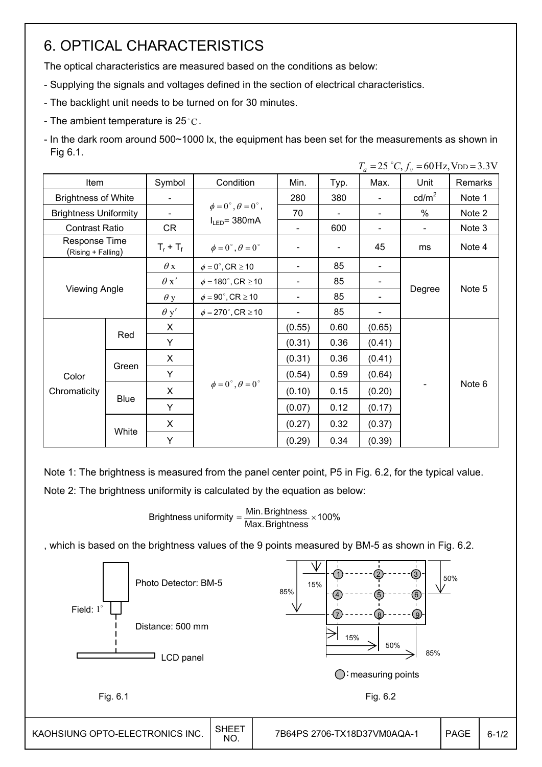# 6. OPTICAL CHARACTERISTICS

The optical characteristics are measured based on the conditions as below:

- Supplying the signals and voltages defined in the section of electrical characteristics.
- The backlight unit needs to be turned on for 30 minutes.
- The ambient temperature is 25°C.
- In the dark room around 500~1000 lx, the equipment has been set for the measurements as shown in Fig 6.1.

$T_a = 25\ ^\circ C, f_v = 60\,\text{Hz}, \text{V}_{\text{DD}} = 3.3\text{V}$

| Item | | Symbol | Condition | Min. | Typ. | Max. | Unit | Remarks |
|---|---|---|---|---|---|---|---|---|
| Brightness of White | | - | $\phi = 0^\circ, \theta = 0^\circ$, $I_{LED}$= 380mA | 280 | 380 | - | cd/m$^2$ | Note 1 |
| Brightness Uniformity | | - | | 70 | - | - | % | Note 2 |
| Contrast Ratio | | CR | | - | 600 | - | - | Note 3 |
| Response Time (Rising + Falling) | | $T_r + T_f$ | $\phi = 0^\circ, \theta = 0^\circ$ | - | - | 45 | ms | Note 4 |
| Viewing Angle | | $\theta$ x | $\phi = 0^\circ$, CR $\geq$ 10 | - | 85 | - | Degree | Note 5 |
| | | $\theta$ x' | $\phi = 180^\circ$, CR $\geq$ 10 | - | 85 | - | | |
| | | $\theta$ y | $\phi = 90^\circ$, CR $\geq$ 10 | - | 85 | - | | |
| | | $\theta$ y' | $\phi = 270^\circ$, CR $\geq$ 10 | - | 85 | - | | |
| Color Chromaticity | Red | X | $\phi = 0^\circ, \theta = 0^\circ$ | (0.55) | 0.60 | (0.65) | - | Note 6 |
| | | Y | | (0.31) | 0.36 | (0.41) | | |
| | Green | X | | (0.31) | 0.36 | (0.41) | | |
| | | Y | | (0.54) | 0.59 | (0.64) | | |
| | Blue | X | | (0.10) | 0.15 | (0.20) | | |
| | | Y | | (0.07) | 0.12 | (0.17) | | |
| | White | X | | (0.27) | 0.32 | (0.37) | | |
| | | Y | | (0.29) | 0.34 | (0.39) | | |

Note 1: The brightness is measured from the panel center point, P5 in Fig. 6.2, for the typical value.

Note 2: The brightness uniformity is calculated by the equation as below:

$$\text{Brightness uniformity} = \frac{\text{Min. Brightness}}{\text{Max. Brightness}} \times 100\%$$

, which is based on the brightness values of the 9 points measured by BM-5 as shown in Fig. 6.2.

Photo Detector: BM-5

Field: 1°

Distance: 500 mm

LCD panel

Fig. 6.1

○: measuring points

Fig. 6.2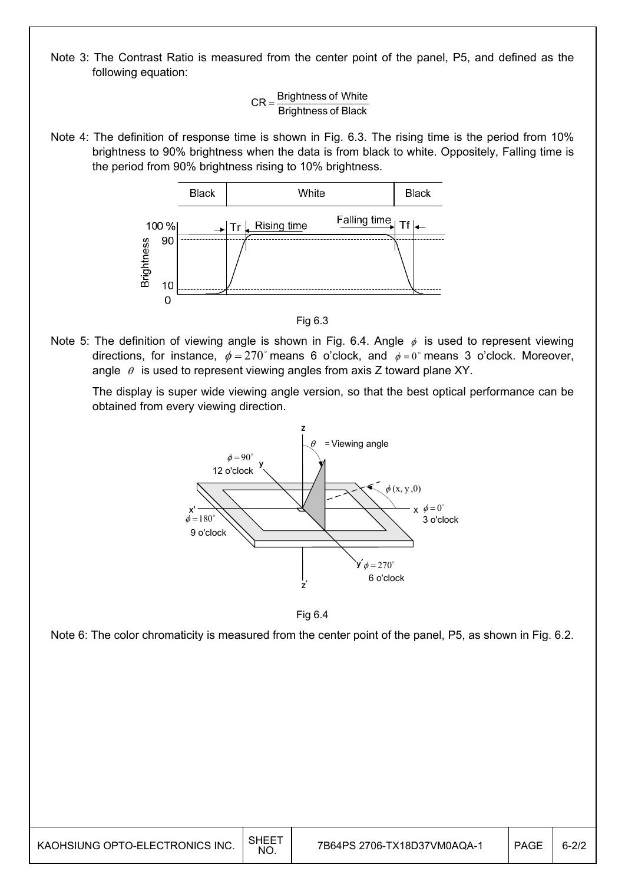Note 3: The Contrast Ratio is measured from the center point of the panel, P5, and defined as the following equation:

$$CR = \frac{\text{Brightness of White}}{\text{Brightness of Black}}$$

Note 4: The definition of response time is shown in Fig. 6.3. The rising time is the period from 10% brightness to 90% brightness when the data is from black to white. Oppositely, Falling time is the period from 90% brightness rising to 10% brightness.

Fig 6.3

Note 5: The definition of viewing angle is shown in Fig. 6.4. Angle $\phi$ is used to represent viewing directions, for instance, $\phi = 270^\circ$ means 6 o'clock, and $\phi = 0^\circ$ means 3 o'clock. Moreover, angle $\theta$ is used to represent viewing angles from axis Z toward plane XY.

The display is super wide viewing angle version, so that the best optical performance can be obtained from every viewing direction.

Fig 6.4

Note 6: The color chromaticity is measured from the center point of the panel, P5, as shown in Fig. 6.2.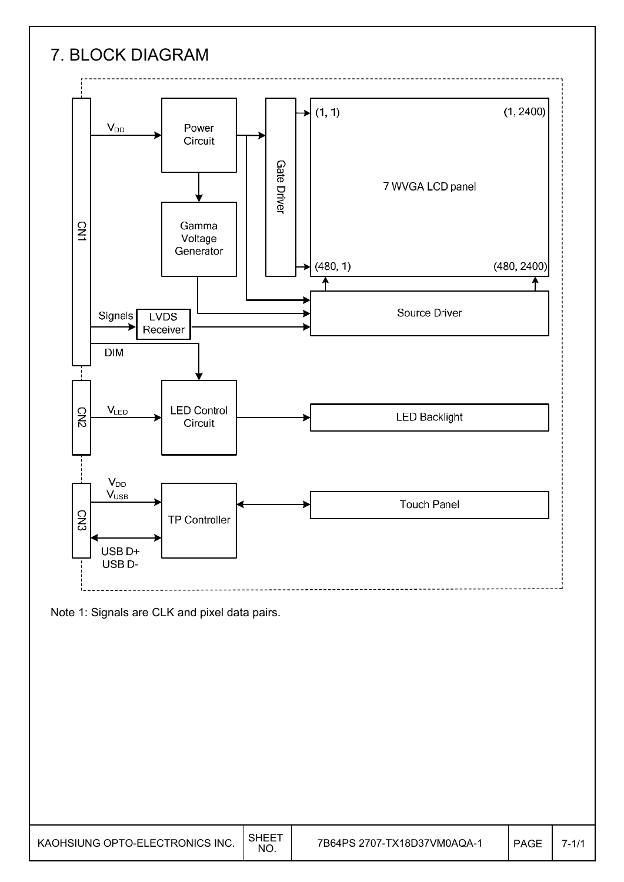# 7. BLOCK DIAGRAM

CN1

$V_{DD}$

Power Circuit

Gamma Voltage Generator

Gate Driver

(1, 1) (1, 2400)

7 WVGA LCD panel

(480, 1) (480, 2400)

Signals

LVDS Receiver

Source Driver

DIM

CN2

$V_{LED}$

LED Control Circuit

LED Backlight

CN3

$V_{DD}$

$V_{USB}$

TP Controller

Touch Panel

USB D+

USB D-

Note 1: Signals are CLK and pixel data pairs.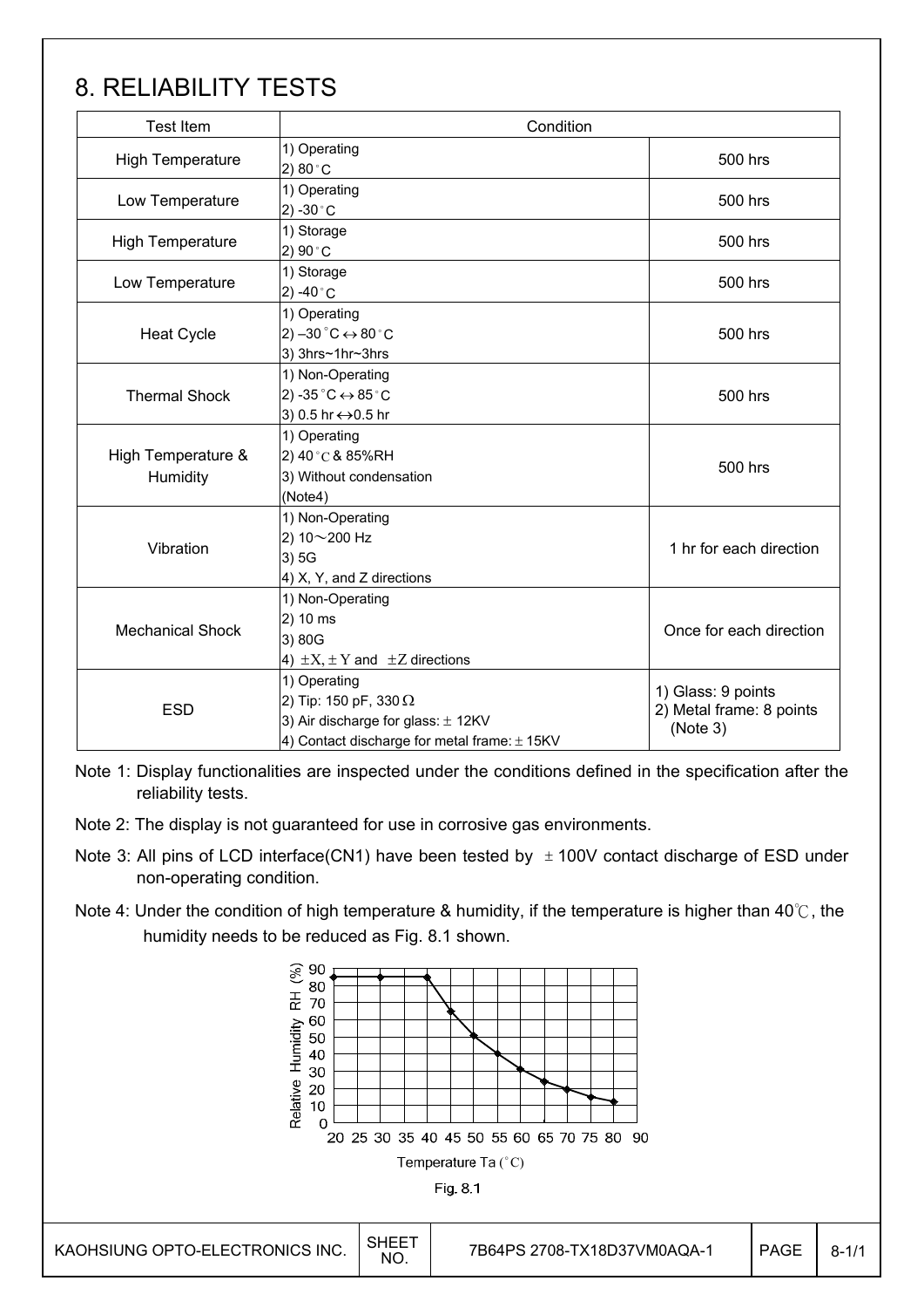# 8. RELIABILITY TESTS

| Test Item | Condition | |
|---|---|---|
| High Temperature | 1) Operating<br>2) 80°C | 500 hrs |
| Low Temperature | 1) Operating<br>2) -30°C | 500 hrs |
| High Temperature | 1) Storage<br>2) 90°C | 500 hrs |
| Low Temperature | 1) Storage<br>2) -40°C | 500 hrs |
| Heat Cycle | 1) Operating<br>2) –30°C ↔ 80°C<br>3) 3hrs~1hr~3hrs | 500 hrs |
| Thermal Shock | 1) Non-Operating<br>2) -35°C ↔ 85°C<br>3) 0.5 hr ↔ 0.5 hr | 500 hrs |
| High Temperature & Humidity | 1) Operating<br>2) 40°C & 85%RH<br>3) Without condensation<br>(Note4) | 500 hrs |
| Vibration | 1) Non-Operating<br>2) 10～200 Hz<br>3) 5G<br>4) X, Y, and Z directions | 1 hr for each direction |
| Mechanical Shock | 1) Non-Operating<br>2) 10 ms<br>3) 80G<br>4) ±X, ±Y and ±Z directions | Once for each direction |
| ESD | 1) Operating<br>2) Tip: 150 pF, 330 Ω<br>3) Air discharge for glass: ± 12KV<br>4) Contact discharge for metal frame: ± 15KV | 1) Glass: 9 points<br>2) Metal frame: 8 points (Note 3) |

Note 1: Display functionalities are inspected under the conditions defined in the specification after the reliability tests.

Note 2: The display is not guaranteed for use in corrosive gas environments.

Note 3: All pins of LCD interface(CN1) have been tested by ± 100V contact discharge of ESD under non-operating condition.

Note 4: Under the condition of high temperature & humidity, if the temperature is higher than 40℃, the humidity needs to be reduced as Fig. 8.1 shown.

Fig. 8.1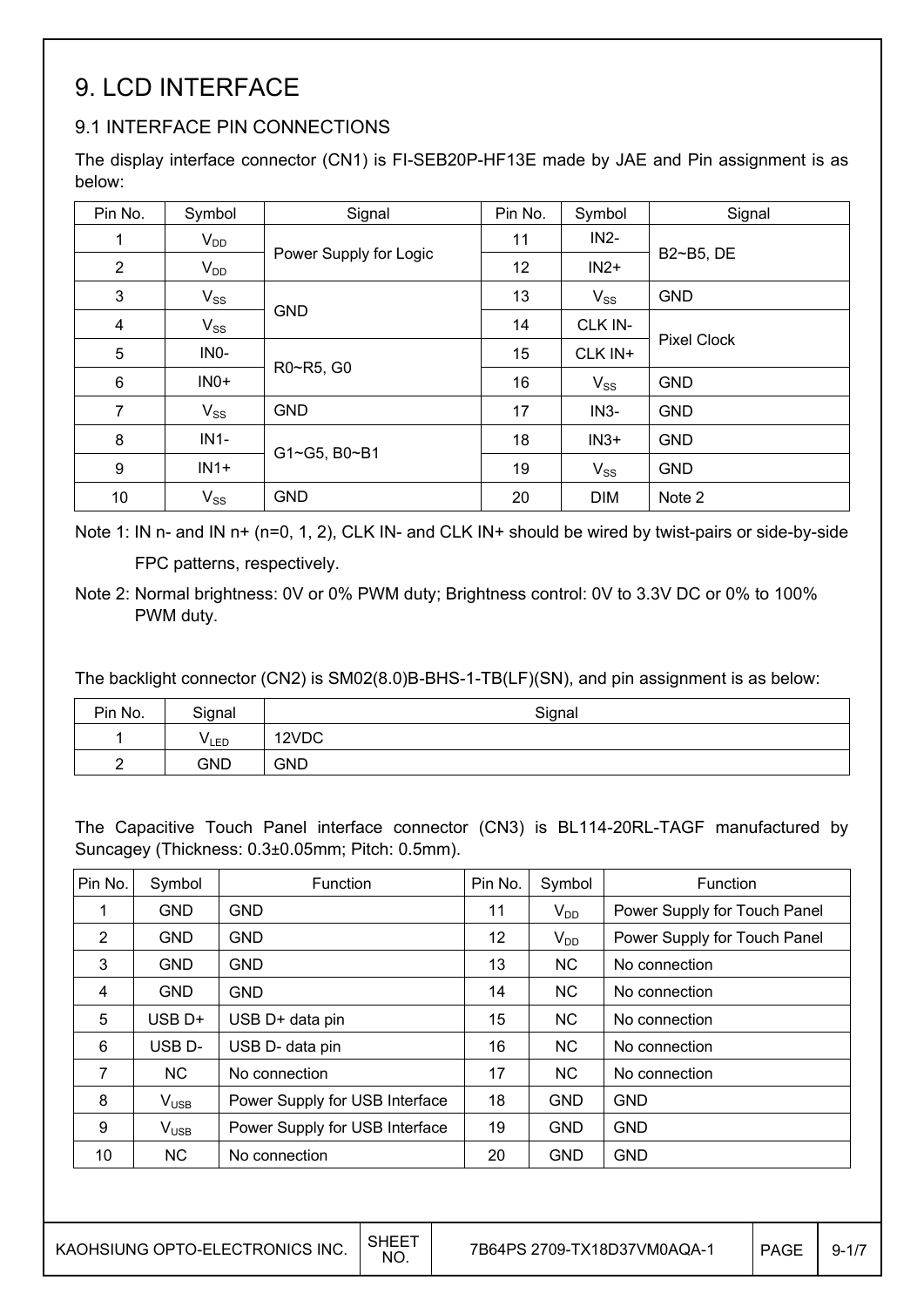# 9. LCD INTERFACE

## 9.1 INTERFACE PIN CONNECTIONS

The display interface connector (CN1) is FI-SEB20P-HF13E made by JAE and Pin assignment is as below:

| Pin No. | Symbol | Signal | Pin No. | Symbol | Signal |
|---|---|---|---|---|---|
| 1 | $V_{DD}$ | Power Supply for Logic | 11 | IN2- | B2~B5, DE |
| 2 | $V_{DD}$ | | 12 | IN2+ | |
| 3 | $V_{SS}$ | GND | 13 | $V_{SS}$ | GND |
| 4 | $V_{SS}$ | | 14 | CLK IN- | Pixel Clock |
| 5 | IN0- | R0~R5, G0 | 15 | CLK IN+ | |
| 6 | IN0+ | | 16 | $V_{SS}$ | GND |
| 7 | $V_{SS}$ | GND | 17 | IN3- | GND |
| 8 | IN1- | G1~G5, B0~B1 | 18 | IN3+ | GND |
| 9 | IN1+ | | 19 | $V_{SS}$ | GND |
| 10 | $V_{SS}$ | GND | 20 | DIM | Note 2 |

Note 1: IN n- and IN n+ (n=0, 1, 2), CLK IN- and CLK IN+ should be wired by twist-pairs or side-by-side FPC patterns, respectively.

Note 2: Normal brightness: 0V or 0% PWM duty; Brightness control: 0V to 3.3V DC or 0% to 100% PWM duty.

The backlight connector (CN2) is SM02(8.0)B-BHS-1-TB(LF)(SN), and pin assignment is as below:

| Pin No. | Signal | Signal |
|---|---|---|
| 1 | $V_{LED}$ | 12VDC |
| 2 | GND | GND |

The Capacitive Touch Panel interface connector (CN3) is BL114-20RL-TAGF manufactured by Suncagey (Thickness: 0.3±0.05mm; Pitch: 0.5mm).

| Pin No. | Symbol | Function | Pin No. | Symbol | Function |
|---|---|---|---|---|---|
| 1 | GND | GND | 11 | $V_{DD}$ | Power Supply for Touch Panel |
| 2 | GND | GND | 12 | $V_{DD}$ | Power Supply for Touch Panel |
| 3 | GND | GND | 13 | NC | No connection |
| 4 | GND | GND | 14 | NC | No connection |
| 5 | USB D+ | USB D+ data pin | 15 | NC | No connection |
| 6 | USB D- | USB D- data pin | 16 | NC | No connection |
| 7 | NC | No connection | 17 | NC | No connection |
| 8 | $V_{USB}$ | Power Supply for USB Interface | 18 | GND | GND |
| 9 | $V_{USB}$ | Power Supply for USB Interface | 19 | GND | GND |
| 10 | NC | No connection | 20 | GND | GND |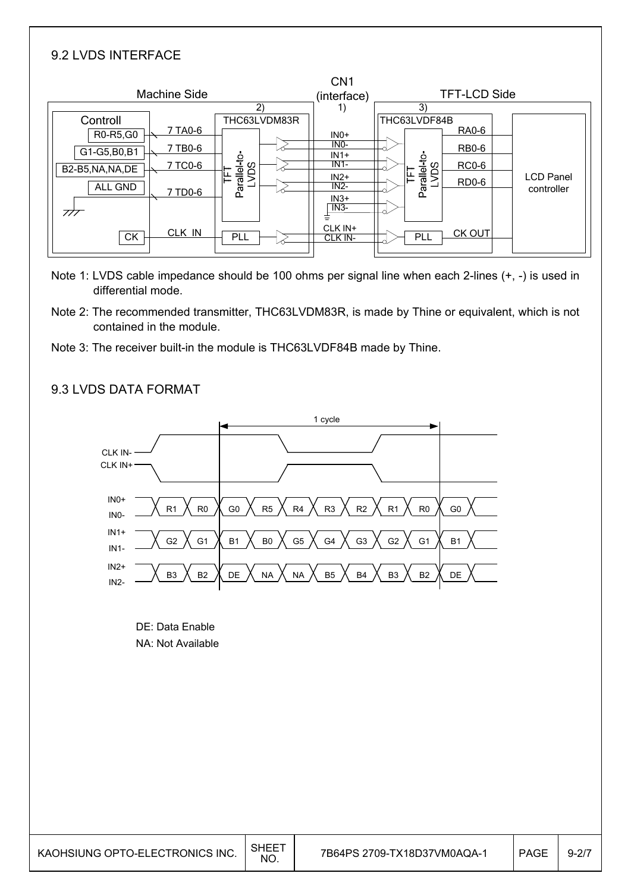## 9.2 LVDS INTERFACE

Note 1: LVDS cable impedance should be 100 ohms per signal line when each 2-lines (+, -) is used in differential mode.

Note 2: The recommended transmitter, THC63LVDM83R, is made by Thine or equivalent, which is not contained in the module.

Note 3: The receiver built-in the module is THC63LVDF84B made by Thine.

## 9.3 LVDS DATA FORMAT

DE: Data Enable

NA: Not Available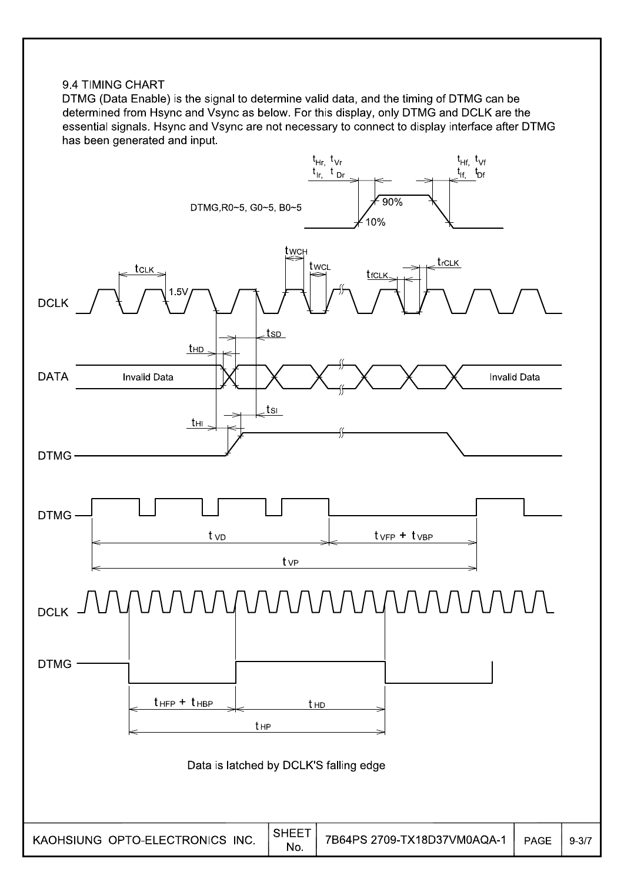9.4 TIMING CHART

DTMG (Data Enable) is the signal to determine valid data, and the timing of DTMG can be determined from Hsync and Vsync as below. For this display, only DTMG and DCLK are the essential signals. Hsync and Vsync are not necessary to connect to display interface after DTMG has been generated and input.

Data is latched by DCLK'S falling edge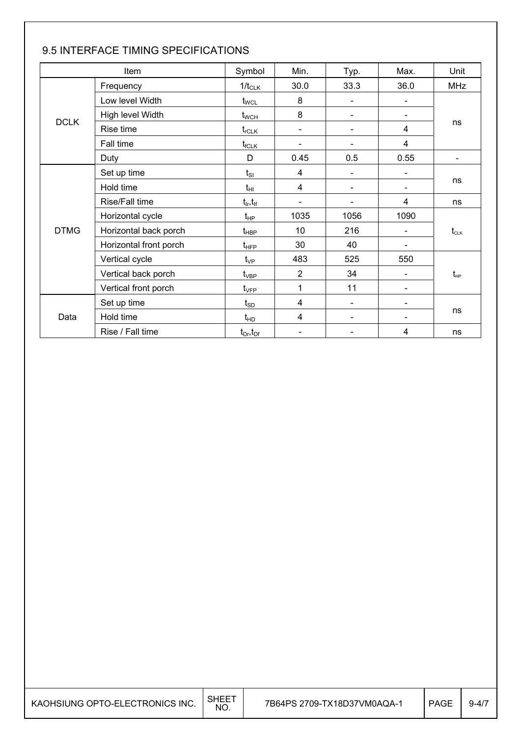## 9.5 INTERFACE TIMING SPECIFICATIONS

| Item | | Symbol | Min. | Typ. | Max. | Unit |
|---|---|---|---|---|---|---|
| DCLK | Frequency | $1/t_{CLK}$ | 30.0 | 33.3 | 36.0 | MHz |
| | Low level Width | $t_{WCL}$ | 8 | - | - | ns |
| | High level Width | $t_{WCH}$ | 8 | - | - | |
| | Rise time | $t_{rCLK}$ | - | - | 4 | |
| | Fall time | $t_{fCLK}$ | - | - | 4 | |
| | Duty | D | 0.45 | 0.5 | 0.55 | - |
| DTMG | Set up time | $t_{SI}$ | 4 | - | - | ns |
| | Hold time | $t_{HI}$ | 4 | - | - | |
| | Rise/Fall time | $t_{Ir}, t_{If}$ | - | - | 4 | ns |
| | Horizontal cycle | $t_{HP}$ | 1035 | 1056 | 1090 | $t_{CLK}$ |
| | Horizontal back porch | $t_{HBP}$ | 10 | 216 | - | |
| | Horizontal front porch | $t_{HFP}$ | 30 | 40 | - | |
| | Vertical cycle | $t_{VP}$ | 483 | 525 | 550 | $t_{HP}$ |
| | Vertical back porch | $t_{VBP}$ | 2 | 34 | - | |
| | Vertical front porch | $t_{VFP}$ | 1 | 11 | - | |
| Data | Set up time | $t_{SD}$ | 4 | - | - | ns |
| | Hold time | $t_{HD}$ | 4 | - | - | |
| | Rise / Fall time | $t_{Dr}, t_{Df}$ | - | - | 4 | ns |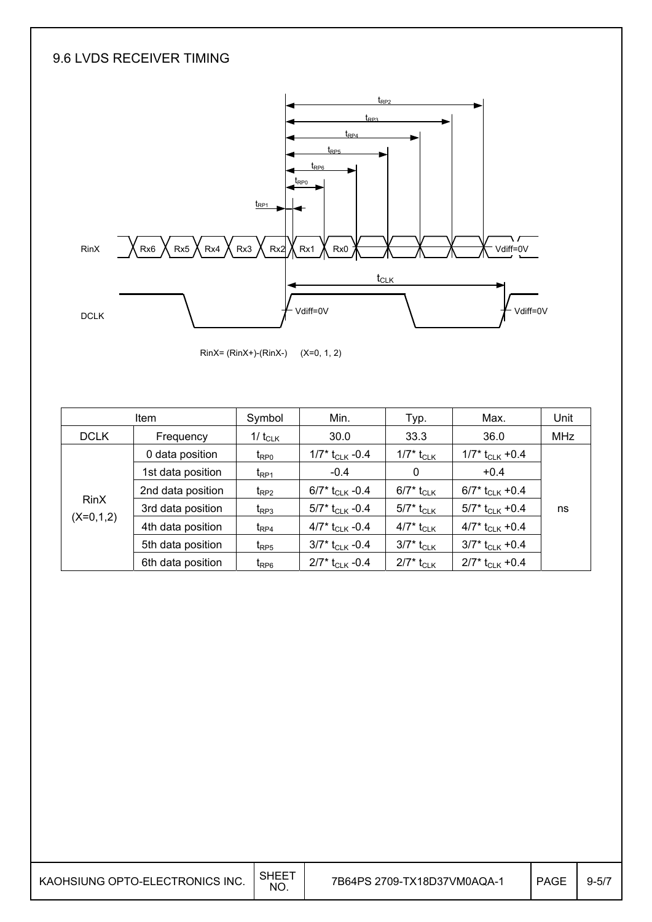## 9.6 LVDS RECEIVER TIMING

RinX

DCLK

RinX= (RinX+)-(RinX-) (X=0, 1, 2)

| Item | | Symbol | Min. | Typ. | Max. | Unit |
|---|---|---|---|---|---|---|
| DCLK | Frequency | $1/t_{CLK}$ | 30.0 | 33.3 | 36.0 | MHz |
| RinX (X=0,1,2) | 0 data position | $t_{RP0}$ | $1/7^* t_{CLK}$ -0.4 | $1/7^* t_{CLK}$ | $1/7^* t_{CLK}$ +0.4 | ns |
| | 1st data position | $t_{RP1}$ | -0.4 | 0 | +0.4 | |
| | 2nd data position | $t_{RP2}$ | $6/7^* t_{CLK}$ -0.4 | $6/7^* t_{CLK}$ | $6/7^* t_{CLK}$ +0.4 | |
| | 3rd data position | $t_{RP3}$ | $5/7^* t_{CLK}$ -0.4 | $5/7^* t_{CLK}$ | $5/7^* t_{CLK}$ +0.4 | |
| | 4th data position | $t_{RP4}$ | $4/7^* t_{CLK}$ -0.4 | $4/7^* t_{CLK}$ | $4/7^* t_{CLK}$ +0.4 | |
| | 5th data position | $t_{RP5}$ | $3/7^* t_{CLK}$ -0.4 | $3/7^* t_{CLK}$ | $3/7^* t_{CLK}$ +0.4 | |
| | 6th data position | $t_{RP6}$ | $2/7^* t_{CLK}$ -0.4 | $2/7^* t_{CLK}$ | $2/7^* t_{CLK}$ +0.4 | |

| KAOHSIUNG OPTO-ELECTRONICS INC. | SHEET NO. | 7B64PS 2709-TX18D37VM0AQA-1 | PAGE | 9-5/7 |
|---|---|---|---|---|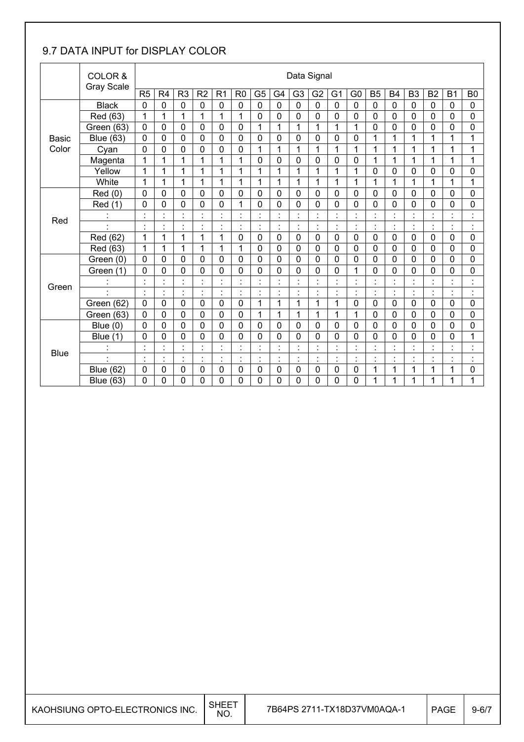## 9.7 DATA INPUT for DISPLAY COLOR

| | COLOR & Gray Scale | Data Signal | | | | | | | | | | | | | | | | | |
|---|---|---|---|---|---|---|---|---|---|---|---|---|---|---|---|---|---|---|---|
| | | R5 | R4 | R3 | R2 | R1 | R0 | G5 | G4 | G3 | G2 | G1 | G0 | B5 | B4 | B3 | B2 | B1 | B0 |
| Basic Color | Black | 0 | 0 | 0 | 0 | 0 | 0 | 0 | 0 | 0 | 0 | 0 | 0 | 0 | 0 | 0 | 0 | 0 | 0 |
| | Red (63) | 1 | 1 | 1 | 1 | 1 | 1 | 0 | 0 | 0 | 0 | 0 | 0 | 0 | 0 | 0 | 0 | 0 | 0 |
| | Green (63) | 0 | 0 | 0 | 0 | 0 | 0 | 1 | 1 | 1 | 1 | 1 | 1 | 0 | 0 | 0 | 0 | 0 | 0 |
| | Blue (63) | 0 | 0 | 0 | 0 | 0 | 0 | 0 | 0 | 0 | 0 | 0 | 0 | 1 | 1 | 1 | 1 | 1 | 1 |
| | Cyan | 0 | 0 | 0 | 0 | 0 | 0 | 1 | 1 | 1 | 1 | 1 | 1 | 1 | 1 | 1 | 1 | 1 | 1 |
| | Magenta | 1 | 1 | 1 | 1 | 1 | 1 | 0 | 0 | 0 | 0 | 0 | 0 | 1 | 1 | 1 | 1 | 1 | 1 |
| | Yellow | 1 | 1 | 1 | 1 | 1 | 1 | 1 | 1 | 1 | 1 | 1 | 1 | 0 | 0 | 0 | 0 | 0 | 0 |
| | White | 1 | 1 | 1 | 1 | 1 | 1 | 1 | 1 | 1 | 1 | 1 | 1 | 1 | 1 | 1 | 1 | 1 | 1 |
| Red | Red (0) | 0 | 0 | 0 | 0 | 0 | 0 | 0 | 0 | 0 | 0 | 0 | 0 | 0 | 0 | 0 | 0 | 0 | 0 |
| | Red (1) | 0 | 0 | 0 | 0 | 0 | 1 | 0 | 0 | 0 | 0 | 0 | 0 | 0 | 0 | 0 | 0 | 0 | 0 |
| | : | : | : | : | : | : | : | : | : | : | : | : | : | : | : | : | : | : | : |
| | : | : | : | : | : | : | : | : | : | : | : | : | : | : | : | : | : | : | : |
| | Red (62) | 1 | 1 | 1 | 1 | 1 | 0 | 0 | 0 | 0 | 0 | 0 | 0 | 0 | 0 | 0 | 0 | 0 | 0 |
| | Red (63) | 1 | 1 | 1 | 1 | 1 | 1 | 0 | 0 | 0 | 0 | 0 | 0 | 0 | 0 | 0 | 0 | 0 | 0 |
| Green | Green (0) | 0 | 0 | 0 | 0 | 0 | 0 | 0 | 0 | 0 | 0 | 0 | 0 | 0 | 0 | 0 | 0 | 0 | 0 |
| | Green (1) | 0 | 0 | 0 | 0 | 0 | 0 | 0 | 0 | 0 | 0 | 0 | 1 | 0 | 0 | 0 | 0 | 0 | 0 |
| | : | : | : | : | : | : | : | : | : | : | : | : | : | : | : | : | : | : | : |
| | : | : | : | : | : | : | : | : | : | : | : | : | : | : | : | : | : | : | : |
| | Green (62) | 0 | 0 | 0 | 0 | 0 | 0 | 1 | 1 | 1 | 1 | 1 | 0 | 0 | 0 | 0 | 0 | 0 | 0 |
| | Green (63) | 0 | 0 | 0 | 0 | 0 | 0 | 1 | 1 | 1 | 1 | 1 | 1 | 0 | 0 | 0 | 0 | 0 | 0 |
| Blue | Blue (0) | 0 | 0 | 0 | 0 | 0 | 0 | 0 | 0 | 0 | 0 | 0 | 0 | 0 | 0 | 0 | 0 | 0 | 0 |
| | Blue (1) | 0 | 0 | 0 | 0 | 0 | 0 | 0 | 0 | 0 | 0 | 0 | 0 | 0 | 0 | 0 | 0 | 0 | 1 |
| | : | : | : | : | : | : | : | : | : | : | : | : | : | : | : | : | : | : | : |
| | : | : | : | : | : | : | : | : | : | : | : | : | : | : | : | : | : | : | : |
| | Blue (62) | 0 | 0 | 0 | 0 | 0 | 0 | 0 | 0 | 0 | 0 | 0 | 0 | 1 | 1 | 1 | 1 | 1 | 0 |
| | Blue (63) | 0 | 0 | 0 | 0 | 0 | 0 | 0 | 0 | 0 | 0 | 0 | 0 | 1 | 1 | 1 | 1 | 1 | 1 |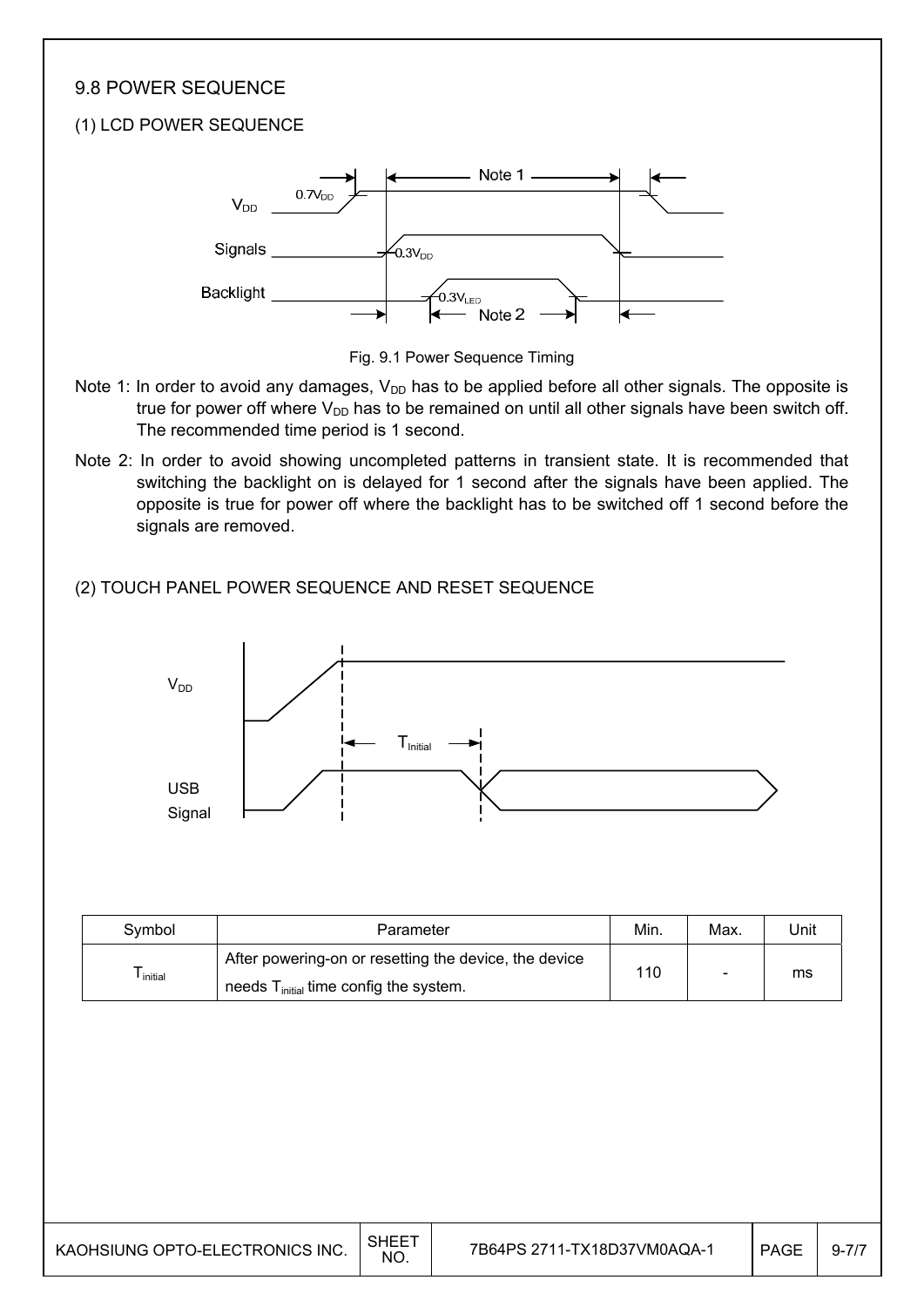## 9.8 POWER SEQUENCE

### (1) LCD POWER SEQUENCE

Fig. 9.1 Power Sequence Timing

Note 1: In order to avoid any damages, $V_{DD}$ has to be applied before all other signals. The opposite is true for power off where $V_{DD}$ has to be remained on until all other signals have been switch off. The recommended time period is 1 second.

Note 2: In order to avoid showing uncompleted patterns in transient state. It is recommended that switching the backlight on is delayed for 1 second after the signals have been applied. The opposite is true for power off where the backlight has to be switched off 1 second before the signals are removed.

### (2) TOUCH PANEL POWER SEQUENCE AND RESET SEQUENCE

| Symbol | Parameter | Min. | Max. | Unit |
|---|---|---|---|---|
| $T_{initial}$ | After powering-on or resetting the device, the device needs $T_{initial}$ time config the system. | 110 | - | ms |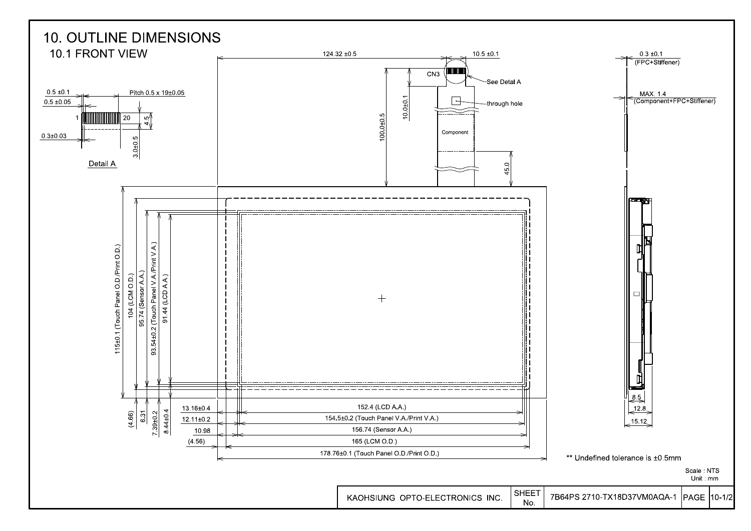# 10. OUTLINE DIMENSIONS

## 10.1 FRONT VIEW

Detail A

- 0.5 ±0.1
- 0.5 ±0.05
- Pitch 0.5 x 19±0.05
- 1
- 20
- 4.5
- 0.3±0.03
- 3.0±0.5

- 124.32 ±0.5
- 10.5 ±0.1
- CN3
- See Detal A
- through hole
- Component
- 10.0±0.1
- 100.0±0.5
- 45.0

- 0.3 ±0.1 (FPC+Stiffener)
- MAX. 1.4 (Component+FPC+Stiffener)

- 115±0.1 (Touch Panel O.D./Print O.D.)
- 104 (LCM O.D.)
- 95.74 (Sensor A.A.)
- 93.54±0.2 (Touch Panel V.A./Print V.A.)
- 91.44 (LCD A.A.)
- (4.66)
- 6.31
- 7.39±0.2
- 8.44±0.4

- 13.16±0.4 — 152.4 (LCD A.A.)
- 12.11±0.2 — 154.5±0.2 (Touch Panel V.A./Print V.A.)
- 10.98 — 156.74 (Sensor A.A.)
- (4.56) — 165 (LCM O.D.)
- 178.76±0.1 (Touch Panel O.D./Print O.D.)

- 8.5
- 12.8
- 15.12

** Undefined tolerance is ±0.5mm

Scale : NTS
Unit : mm

| KAOHSIUNG OPTO-ELECTRONICS INC. | SHEET No. | 7B64PS 2710-TX18D37VM0AQA-1 | PAGE | 10-1/2 |
|---|---|---|---|---|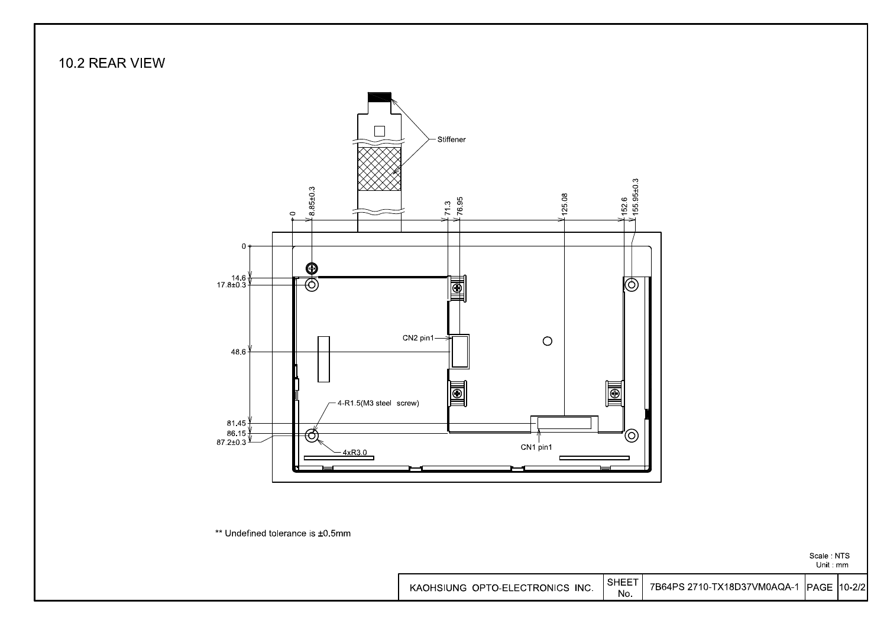## 10.2 REAR VIEW

Stiffener

0, 8.85±0.3, 71.3, 76.95, 125.08, 152.6, 155.95±0.3

0, 14.6, 17.8±0.3, 48.6, 81.45, 86.15, 87.2±0.3

CN2 pin1

4-R1.5(M3 steel screw)

4xR3.0

CN1 pin1

** Undefined tolerance is ±0.5mm

Scale : NTS
Unit : mm

| KAOHSIUNG OPTO-ELECTRONICS INC. | SHEET No. | 7B64PS 2710-TX18D37VM0AQA-1 | PAGE | 10-2/2 |
|---|---|---|---|---|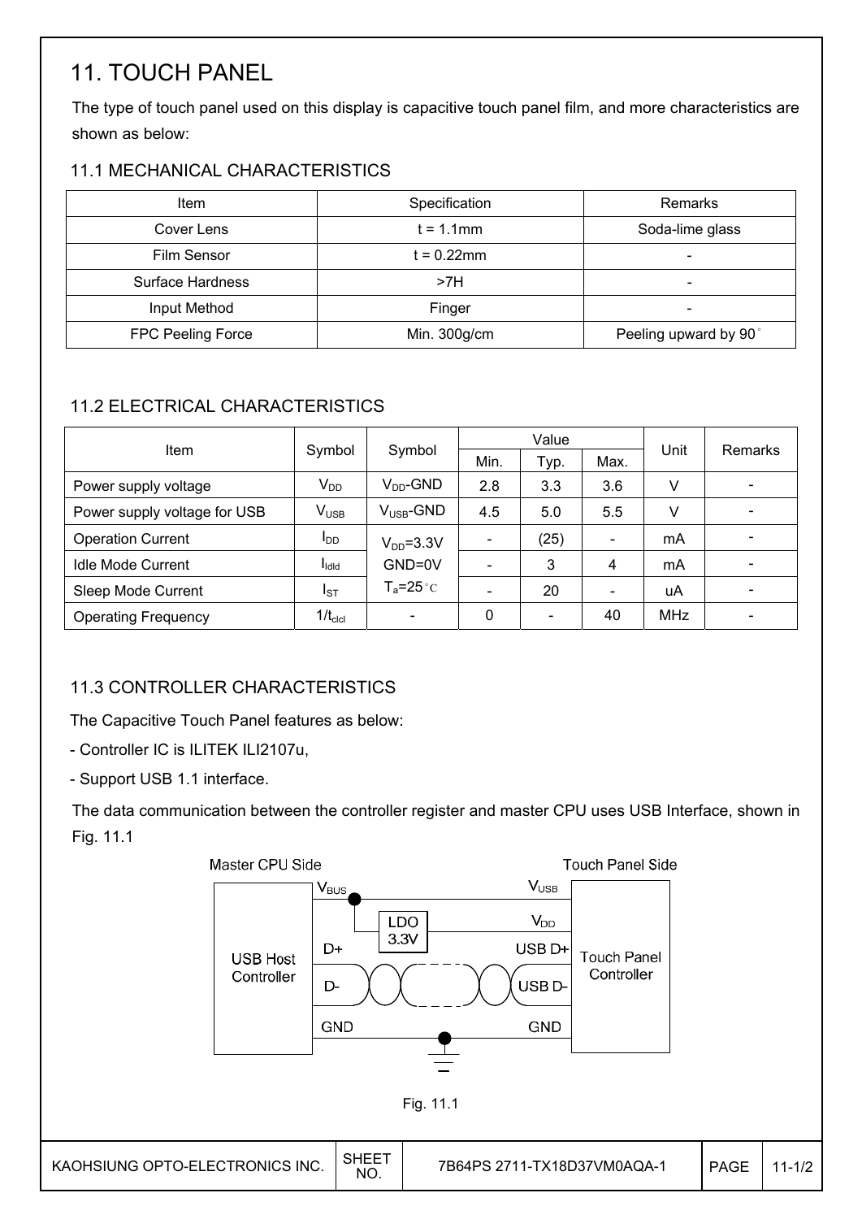# 11. TOUCH PANEL

The type of touch panel used on this display is capacitive touch panel film, and more characteristics are shown as below:

## 11.1 MECHANICAL CHARACTERISTICS

| Item | Specification | Remarks |
|---|---|---|
| Cover Lens | t = 1.1mm | Soda-lime glass |
| Film Sensor | t = 0.22mm | - |
| Surface Hardness | >7H | - |
| Input Method | Finger | - |
| FPC Peeling Force | Min. 300g/cm | Peeling upward by 90° |

## 11.2 ELECTRICAL CHARACTERISTICS

| Item | Symbol | Symbol | Value | | | Unit | Remarks |
|---|---|---|---|---|---|---|---|
| | | | Min. | Typ. | Max. | | |
| Power supply voltage | $V_{DD}$ | $V_{DD}$-GND | 2.8 | 3.3 | 3.6 | V | - |
| Power supply voltage for USB | $V_{USB}$ | $V_{USB}$-GND | 4.5 | 5.0 | 5.5 | V | - |
| Operation Current | $I_{DD}$ | $V_{DD}$=3.3V GND=0V $T_a$=25°C | - | (25) | - | mA | - |
| Idle Mode Current | $I_{Idld}$ | | - | 3 | 4 | mA | - |
| Sleep Mode Current | $I_{ST}$ | | - | 20 | - | uA | - |
| Operating Frequency | $1/t_{clcl}$ | - | 0 | - | 40 | MHz | - |

## 11.3 CONTROLLER CHARACTERISTICS

The Capacitive Touch Panel features as below:

- Controller IC is ILITEK ILI2107u,
- Support USB 1.1 interface.

The data communication between the controller register and master CPU uses USB Interface, shown in Fig. 11.1

Fig. 11.1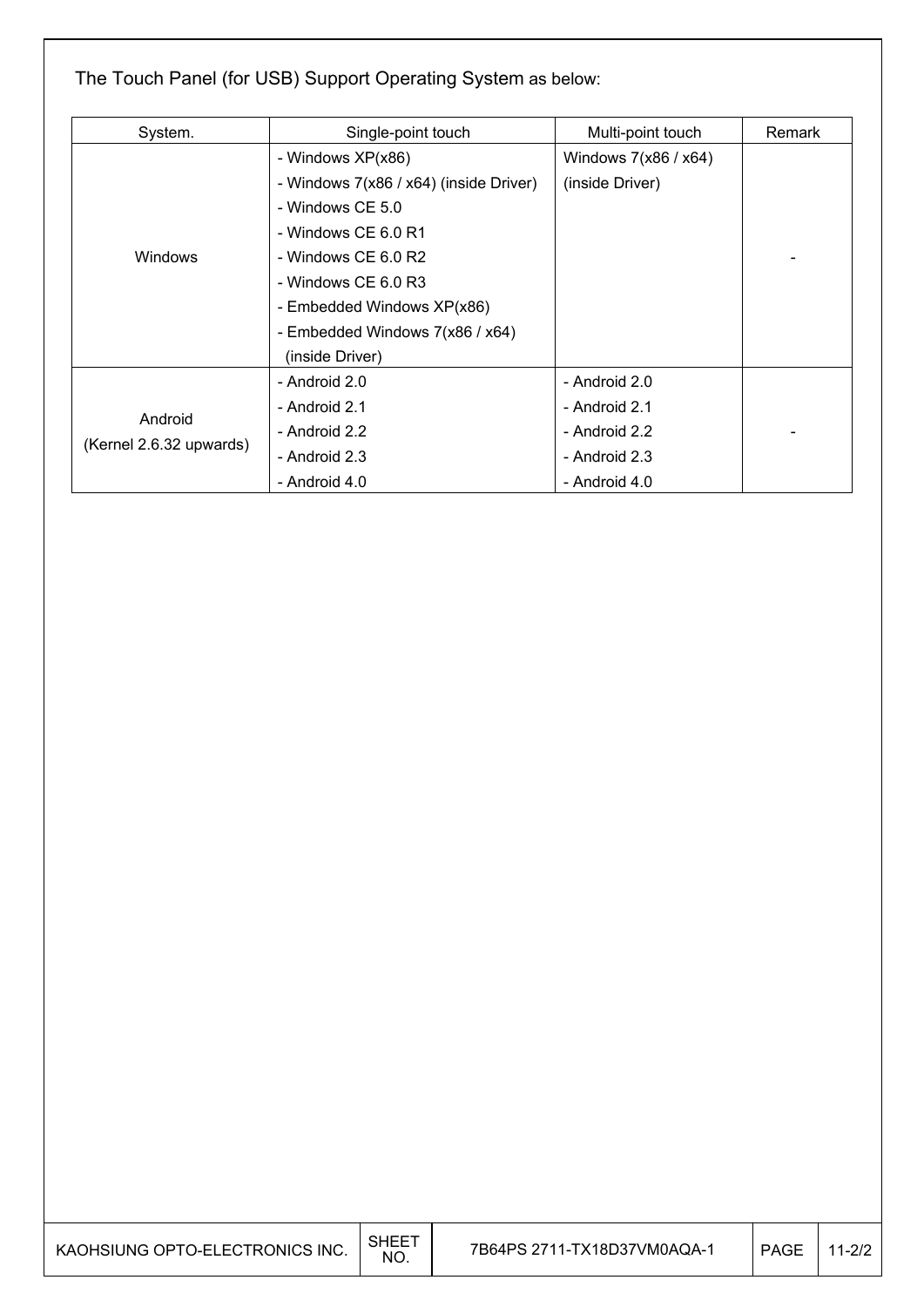The Touch Panel (for USB) Support Operating System as below:

| System. | Single-point touch | Multi-point touch | Remark |
|---|---|---|---|
| Windows | - Windows XP(x86)<br>- Windows 7(x86 / x64) (inside Driver)<br>- Windows CE 5.0<br>- Windows CE 6.0 R1<br>- Windows CE 6.0 R2<br>- Windows CE 6.0 R3<br>- Embedded Windows XP(x86)<br>- Embedded Windows 7(x86 / x64) (inside Driver) | Windows 7(x86 / x64) (inside Driver) | - |
| Android (Kernel 2.6.32 upwards) | - Android 2.0<br>- Android 2.1<br>- Android 2.2<br>- Android 2.3<br>- Android 4.0 | - Android 2.0<br>- Android 2.1<br>- Android 2.2<br>- Android 2.3<br>- Android 4.0 | - |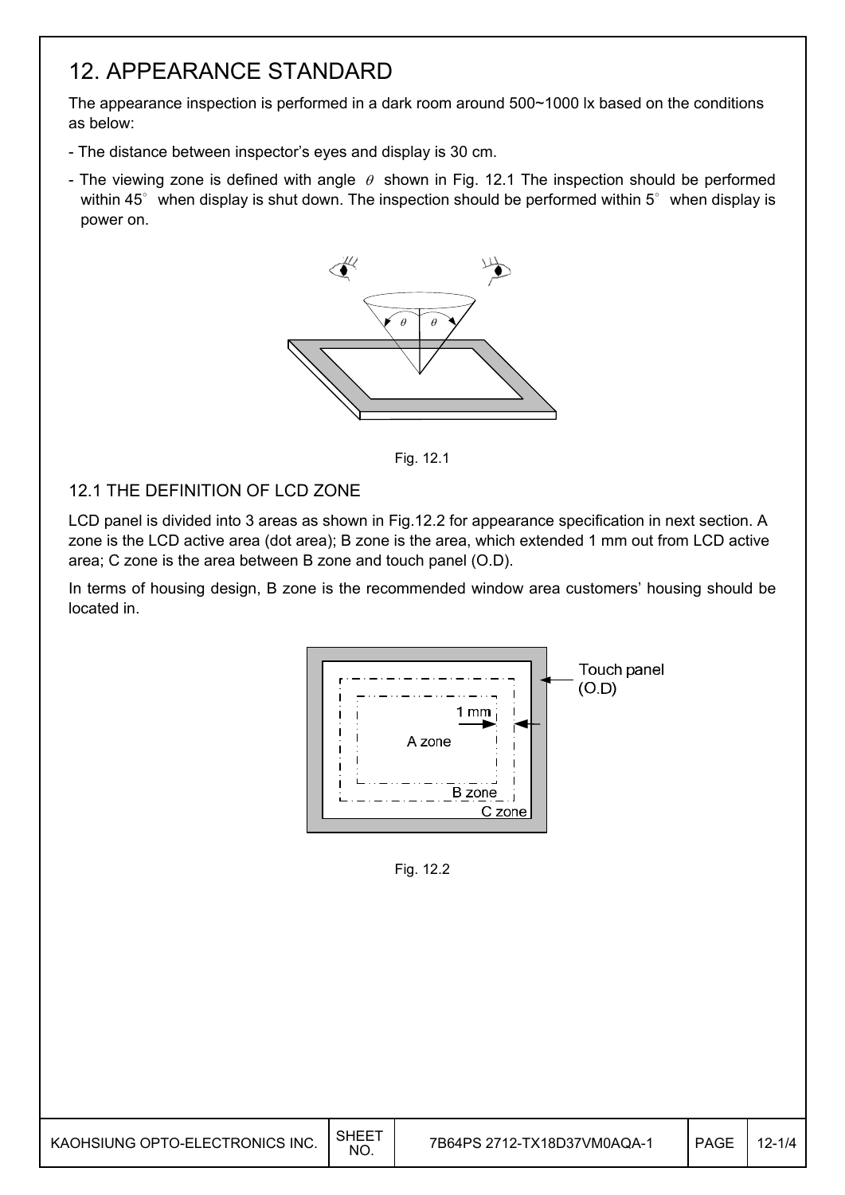# 12. APPEARANCE STANDARD

The appearance inspection is performed in a dark room around 500~1000 lx based on the conditions as below:

- The distance between inspector's eyes and display is 30 cm.
- The viewing zone is defined with angle $\theta$ shown in Fig. 12.1 The inspection should be performed within 45° when display is shut down. The inspection should be performed within 5° when display is power on.

Fig. 12.1

## 12.1 THE DEFINITION OF LCD ZONE

LCD panel is divided into 3 areas as shown in Fig.12.2 for appearance specification in next section. A zone is the LCD active area (dot area); B zone is the area, which extended 1 mm out from LCD active area; C zone is the area between B zone and touch panel (O.D).

In terms of housing design, B zone is the recommended window area customers' housing should be located in.

Fig. 12.2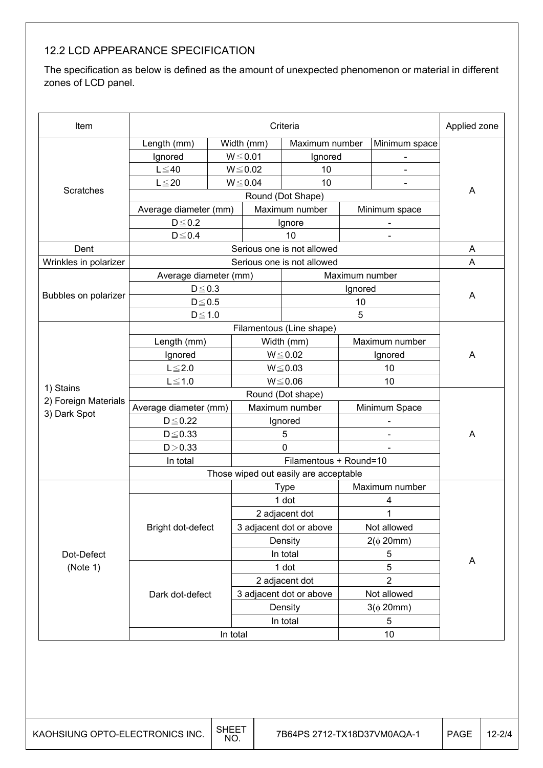## 12.2 LCD APPEARANCE SPECIFICATION

The specification as below is defined as the amount of unexpected phenomenon or material in different zones of LCD panel.

| Item | Criteria | | | | Applied zone |
|---|---|---|---|---|---|
| Scratches | Length (mm) | Width (mm) | Maximum number | Minimum space | A |
| | Ignored | W≦0.01 | Ignored | - | |
| | L≦40 | W≦0.02 | 10 | - | |
| | L≦20 | W≦0.04 | 10 | - | |
| | Round (Dot Shape) | | | | |
| | Average diameter (mm) | | Maximum number | Minimum space | |
| | D≦0.2 | | Ignore | - | |
| | D≦0.4 | | 10 | - | |
| Dent | Serious one is not allowed | | | | A |
| Wrinkles in polarizer | Serious one is not allowed | | | | A |
| Bubbles on polarizer | Average diameter (mm) | | Maximum number | | A |
| | D≦0.3 | | Ignored | | |
| | D≦0.5 | | 10 | | |
| | D≦1.0 | | 5 | | |
| 1) Stains 2) Foreign Materials 3) Dark Spot | Filamentous (Line shape) | | | | A |
| | Length (mm) | Width (mm) | Maximum number | | |
| | Ignored | W≦0.02 | Ignored | | |
| | L≦2.0 | W≦0.03 | 10 | | |
| | L≦1.0 | W≦0.06 | 10 | | |
| | Round (Dot shape) | | | | A |
| | Average diameter (mm) | Maximum number | Minimum Space | | |
| | D≦0.22 | Ignored | - | | |
| | D≦0.33 | 5 | - | | |
| | D＞0.33 | 0 | - | | |
| | In total | Filamentous + Round=10 | | | |
| | Those wiped out easily are acceptable | | | | |
| Dot-Defect (Note 1) | | Type | Maximum number | | A |
| | Bright dot-defect | 1 dot | 4 | | |
| | | 2 adjacent dot | 1 | | |
| | | 3 adjacent dot or above | Not allowed | | |
| | | Density | 2(ϕ 20mm) | | |
| | | In total | 5 | | |
| | Dark dot-defect | 1 dot | 5 | | |
| | | 2 adjacent dot | 2 | | |
| | | 3 adjacent dot or above | Not allowed | | |
| | | Density | 3(ϕ 20mm) | | |
| | | In total | 5 | | |
| | In total | | 10 | | |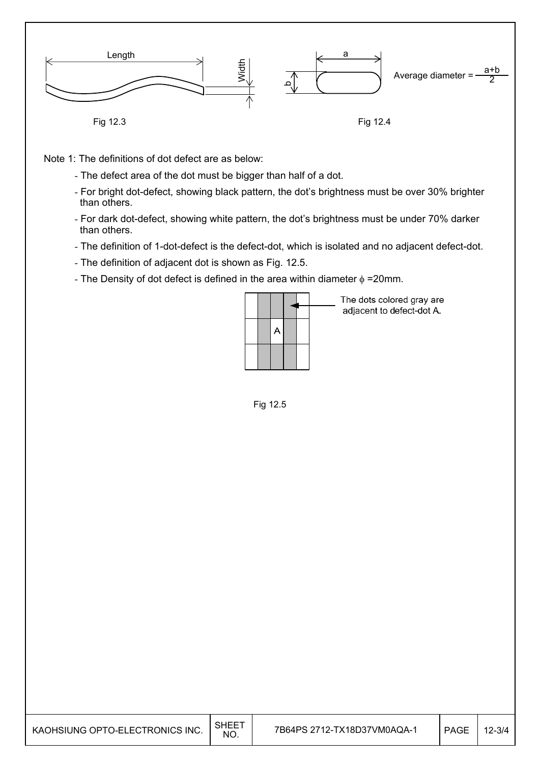Length

Width

Fig 12.3

a

b

Average diameter = $\frac{a+b}{2}$

Fig 12.4

Note 1: The definitions of dot defect are as below:

- The defect area of the dot must be bigger than half of a dot.
- For bright dot-defect, showing black pattern, the dot's brightness must be over 30% brighter than others.
- For dark dot-defect, showing white pattern, the dot's brightness must be under 70% darker than others.
- The definition of 1-dot-defect is the defect-dot, which is isolated and no adjacent defect-dot.
- The definition of adjacent dot is shown as Fig. 12.5.
- The Density of dot defect is defined in the area within diameter $\phi$ =20mm.

The dots colored gray are adjacent to defect-dot A.

Fig 12.5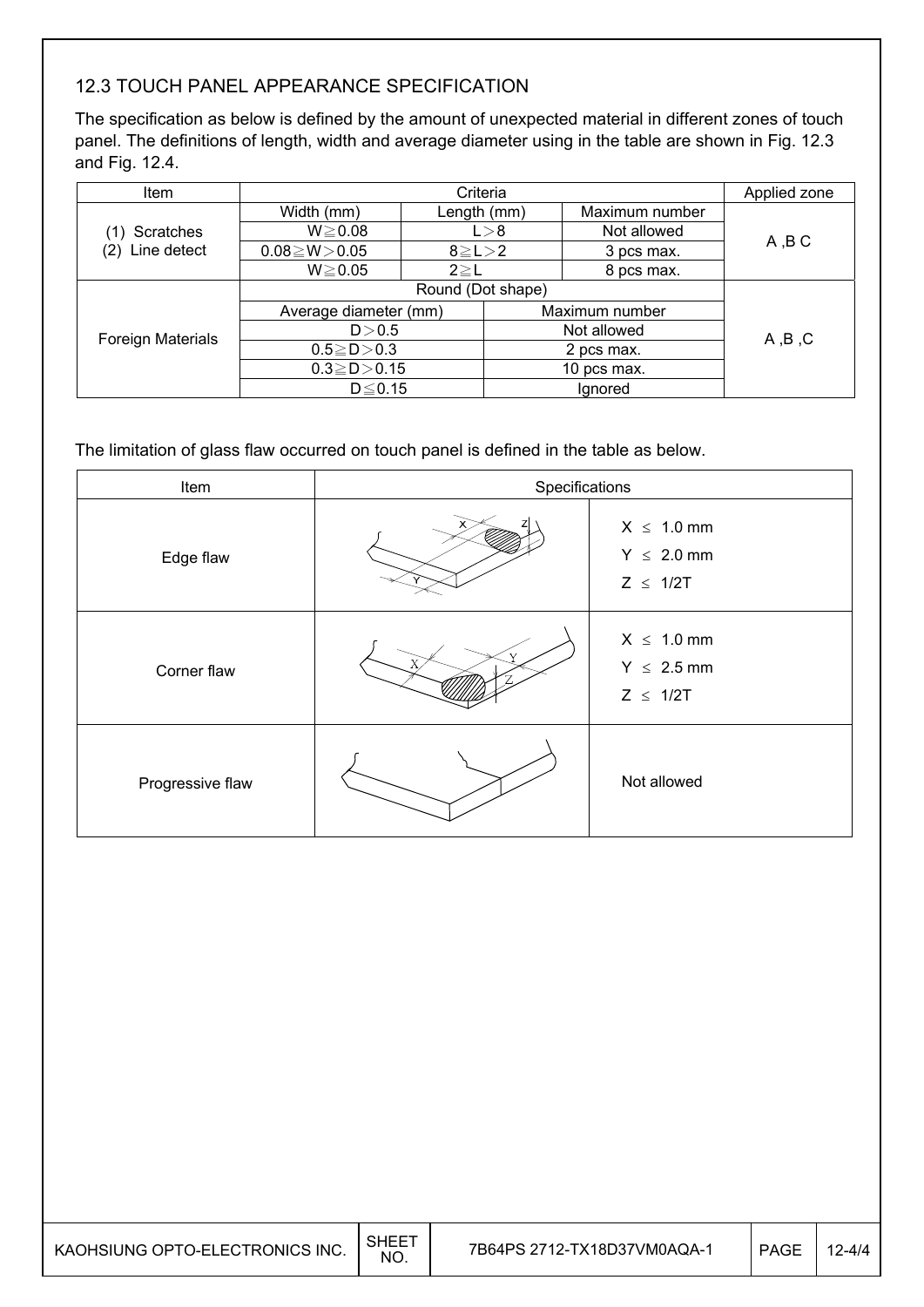## 12.3 TOUCH PANEL APPEARANCE SPECIFICATION

The specification as below is defined by the amount of unexpected material in different zones of touch panel. The definitions of length, width and average diameter using in the table are shown in Fig. 12.3 and Fig. 12.4.

| Item | Criteria | | | Applied zone |
|---|---|---|---|---|
| (1) Scratches (2) Line detect | Width (mm) | Length (mm) | Maximum number | A ,B C |
| | W≧0.08 | L＞8 | Not allowed | |
| | 0.08≧W＞0.05 | 8≧L＞2 | 3 pcs max. | |
| | W≧0.05 | 2≧L | 8 pcs max. | |
| Foreign Materials | Round (Dot shape) | | | A ,B ,C |
| | Average diameter (mm) | Maximum number | | |
| | D＞0.5 | Not allowed | | |
| | 0.5≧D＞0.3 | 2 pcs max. | | |
| | 0.3≧D＞0.15 | 10 pcs max. | | |
| | D≦0.15 | Ignored | | |

The limitation of glass flaw occurred on touch panel is defined in the table as below.

| Item | Specifications | |
|---|---|---|
| Edge flaw | | X ≤ 1.0 mm<br>Y ≤ 2.0 mm<br>Z ≤ 1/2T |
| Corner flaw | | X ≤ 1.0 mm<br>Y ≤ 2.5 mm<br>Z ≤ 1/2T |
| Progressive flaw | | Not allowed |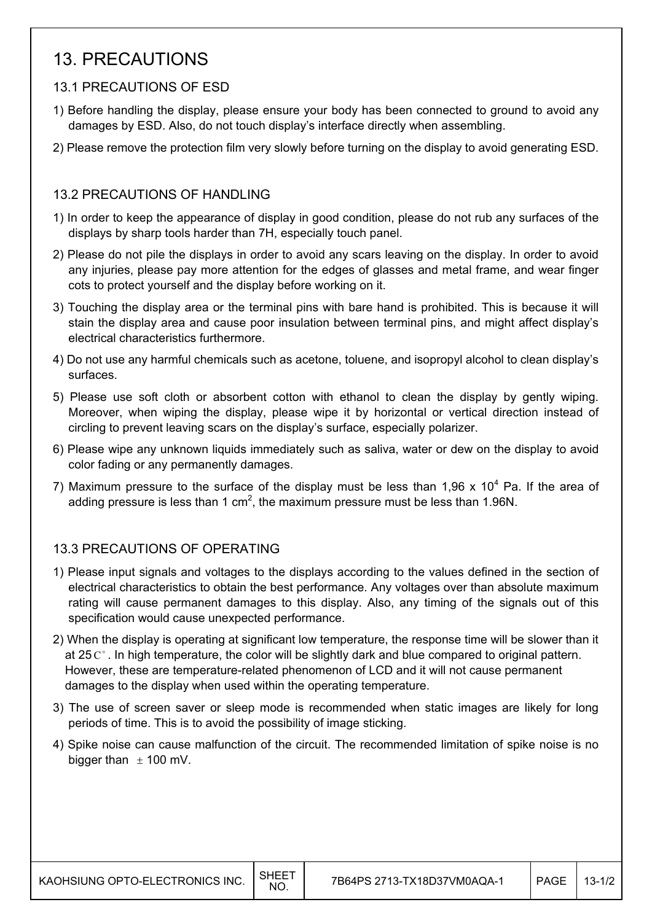# 13. PRECAUTIONS

## 13.1 PRECAUTIONS OF ESD

1) Before handling the display, please ensure your body has been connected to ground to avoid any damages by ESD. Also, do not touch display's interface directly when assembling.
2) Please remove the protection film very slowly before turning on the display to avoid generating ESD.

## 13.2 PRECAUTIONS OF HANDLING

1) In order to keep the appearance of display in good condition, please do not rub any surfaces of the displays by sharp tools harder than 7H, especially touch panel.
2) Please do not pile the displays in order to avoid any scars leaving on the display. In order to avoid any injuries, please pay more attention for the edges of glasses and metal frame, and wear finger cots to protect yourself and the display before working on it.
3) Touching the display area or the terminal pins with bare hand is prohibited. This is because it will stain the display area and cause poor insulation between terminal pins, and might affect display's electrical characteristics furthermore.
4) Do not use any harmful chemicals such as acetone, toluene, and isopropyl alcohol to clean display's surfaces.
5) Please use soft cloth or absorbent cotton with ethanol to clean the display by gently wiping. Moreover, when wiping the display, please wipe it by horizontal or vertical direction instead of circling to prevent leaving scars on the display's surface, especially polarizer.
6) Please wipe any unknown liquids immediately such as saliva, water or dew on the display to avoid color fading or any permanently damages.
7) Maximum pressure to the surface of the display must be less than 1,96 x $10^4$ Pa. If the area of adding pressure is less than 1 $cm^2$, the maximum pressure must be less than 1.96N.

## 13.3 PRECAUTIONS OF OPERATING

1) Please input signals and voltages to the displays according to the values defined in the section of electrical characteristics to obtain the best performance. Any voltages over than absolute maximum rating will cause permanent damages to this display. Also, any timing of the signals out of this specification would cause unexpected performance.
2) When the display is operating at significant low temperature, the response time will be slower than it at 25℃. In high temperature, the color will be slightly dark and blue compared to original pattern. However, these are temperature-related phenomenon of LCD and it will not cause permanent damages to the display when used within the operating temperature.
3) The use of screen saver or sleep mode is recommended when static images are likely for long periods of time. This is to avoid the possibility of image sticking.
4) Spike noise can cause malfunction of the circuit. The recommended limitation of spike noise is no bigger than ± 100 mV.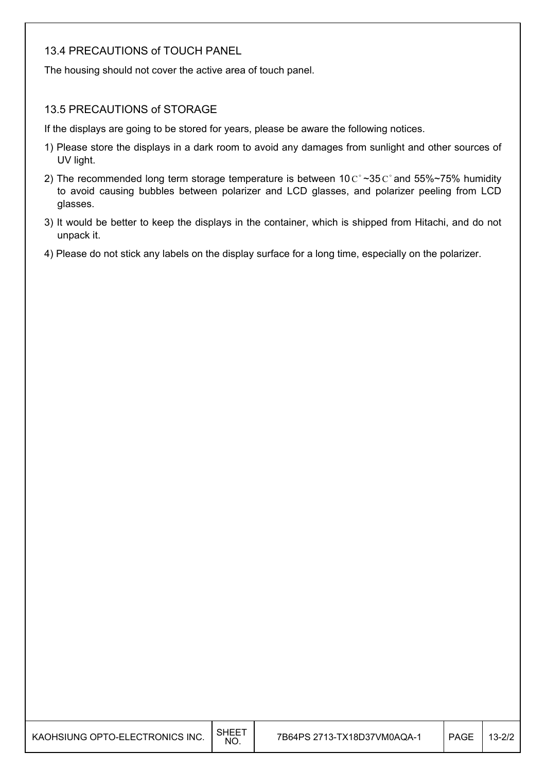### 13.4 PRECAUTIONS of TOUCH PANEL

The housing should not cover the active area of touch panel.

### 13.5 PRECAUTIONS of STORAGE

If the displays are going to be stored for years, please be aware the following notices.

1) Please store the displays in a dark room to avoid any damages from sunlight and other sources of UV light.
2) The recommended long term storage temperature is between 10C°~35C° and 55%~75% humidity to avoid causing bubbles between polarizer and LCD glasses, and polarizer peeling from LCD glasses.
3) It would be better to keep the displays in the container, which is shipped from Hitachi, and do not unpack it.
4) Please do not stick any labels on the display surface for a long time, especially on the polarizer.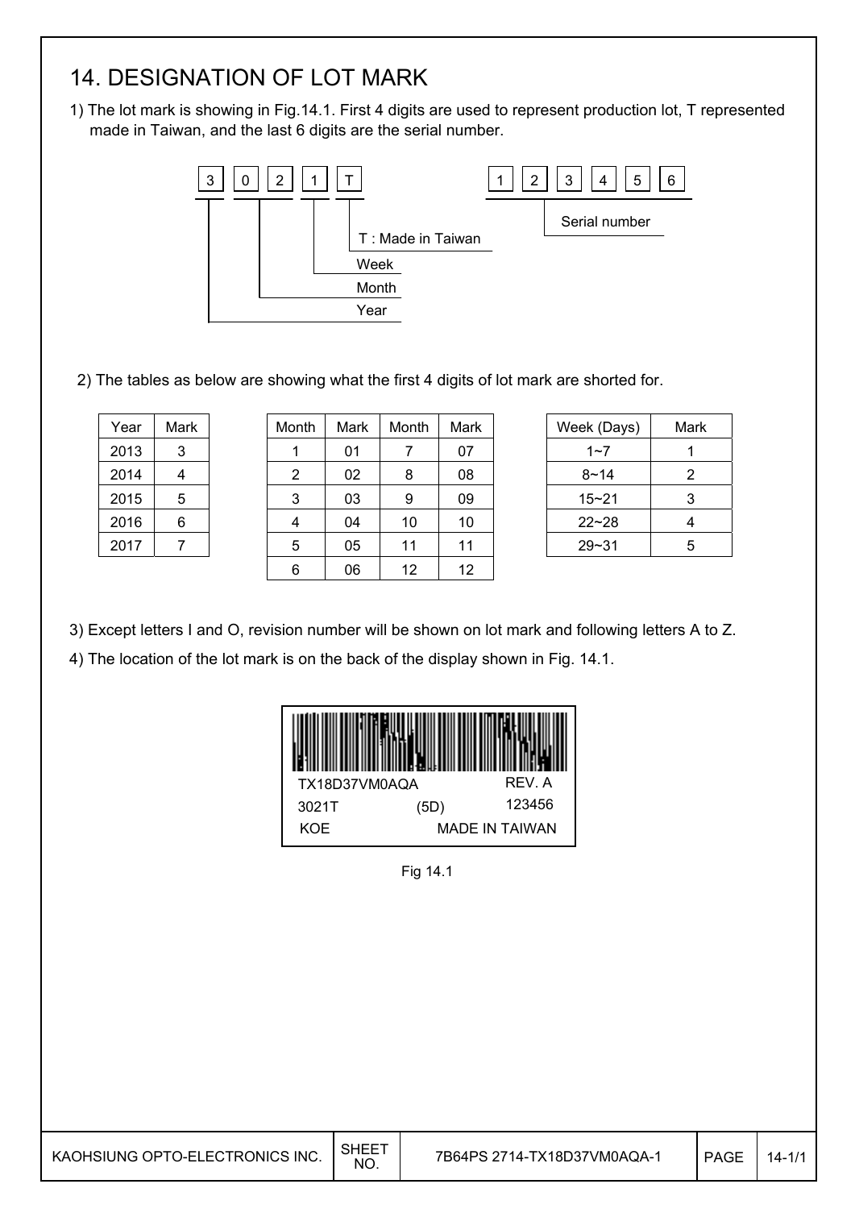# 14. DESIGNATION OF LOT MARK

1) The lot mark is showing in Fig.14.1. First 4 digits are used to represent production lot, T represented made in Taiwan, and the last 6 digits are the serial number.

3 0 2 1 T    1 2 3 4 5 6

T : Made in Taiwan

Week

Month

Year

Serial number

2) The tables as below are showing what the first 4 digits of lot mark are shorted for.

| Year | Mark |
|---|---|
| 2013 | 3 |
| 2014 | 4 |
| 2015 | 5 |
| 2016 | 6 |
| 2017 | 7 |

| Month | Mark | Month | Mark |
|---|---|---|---|
| 1 | 01 | 7 | 07 |
| 2 | 02 | 8 | 08 |
| 3 | 03 | 9 | 09 |
| 4 | 04 | 10 | 10 |
| 5 | 05 | 11 | 11 |
| 6 | 06 | 12 | 12 |

| Week (Days) | Mark |
|---|---|
| 1~7 | 1 |
| 8~14 | 2 |
| 15~21 | 3 |
| 22~28 | 4 |
| 29~31 | 5 |

3) Except letters I and O, revision number will be shown on lot mark and following letters A to Z.

4) The location of the lot mark is on the back of the display shown in Fig. 14.1.

TX18D37VM0AQA REV. A

3021T (5D) 123456

KOE MADE IN TAIWAN

Fig 14.1